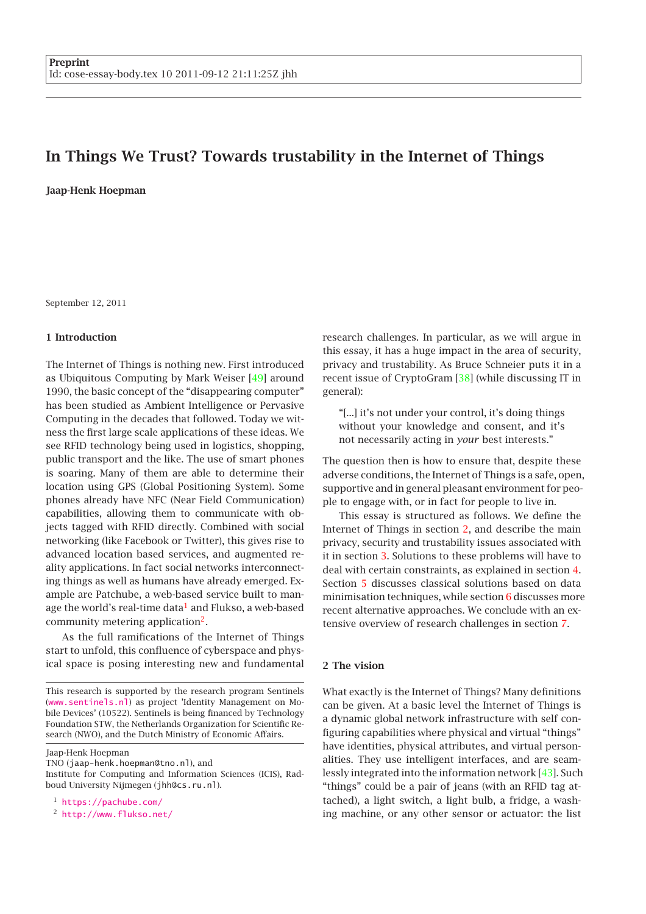**Preprint**
Id: cose-essay-body.tex 10 2011-09-12 21:11:25Z jhh

# In Things We Trust? Towards trustability in the Internet of Things

**Jaap-Henk Hoepman**

September 12, 2011

## 1 Introduction

The Internet of Things is nothing new. First introduced as Ubiquitous Computing by Mark Weiser [49] around 1990, the basic concept of the "disappearing computer" has been studied as Ambient Intelligence or Pervasive Computing in the decades that followed. Today we witness the first large scale applications of these ideas. We see RFID technology being used in logistics, shopping, public transport and the like. The use of smart phones is soaring. Many of them are able to determine their location using GPS (Global Positioning System). Some phones already have NFC (Near Field Communication) capabilities, allowing them to communicate with objects tagged with RFID directly. Combined with social networking (like Facebook or Twitter), this gives rise to advanced location based services, and augmented reality applications. In fact social networks interconnecting things as well as humans have already emerged. Example are Patchube, a web-based service built to manage the world's real-time data[1] and Flukso, a web-based community metering application[2].

As the full ramifications of the Internet of Things start to unfold, this confluence of cyberspace and physical space is posing interesting new and fundamental research challenges. In particular, as we will argue in this essay, it has a huge impact in the area of security, privacy and trustability. As Bruce Schneier puts it in a recent issue of CryptoGram [38] (while discussing IT in general):

> "[...] it's not under your control, it's doing things without your knowledge and consent, and it's not necessarily acting in *your* best interests."

The question then is how to ensure that, despite these adverse conditions, the Internet of Things is a safe, open, supportive and in general pleasant environment for people to engage with, or in fact for people to live in.

This essay is structured as follows. We define the Internet of Things in section 2, and describe the main privacy, security and trustability issues associated with it in section 3. Solutions to these problems will have to deal with certain constraints, as explained in section 4. Section 5 discusses classical solutions based on data minimisation techniques, while section 6 discusses more recent alternative approaches. We conclude with an extensive overview of research challenges in section 7.

## 2 The vision

What exactly is the Internet of Things? Many definitions can be given. At a basic level the Internet of Things is a dynamic global network infrastructure with self configuring capabilities where physical and virtual "things" have identities, physical attributes, and virtual personalities. They use intelligent interfaces, and are seamlessly integrated into the information network [43]. Such "things" could be a pair of jeans (with an RFID tag attached), a light switch, a light bulb, a fridge, a washing machine, or any other sensor or actuator: the list

---

This research is supported by the research program Sentinels (www.sentinels.nl) as project 'Identity Management on Mobile Devices' (10522). Sentinels is being financed by Technology Foundation STW, the Netherlands Organization for Scientific Research (NWO), and the Dutch Ministry of Economic Affairs.

Jaap-Henk Hoepman
TNO (jaap-henk.hoepman@tno.nl), and
Institute for Computing and Information Sciences (ICIS), Radboud University Nijmegen (jhh@cs.ru.nl).

[1] https://pachube.com/

[2] http://www.flukso.net/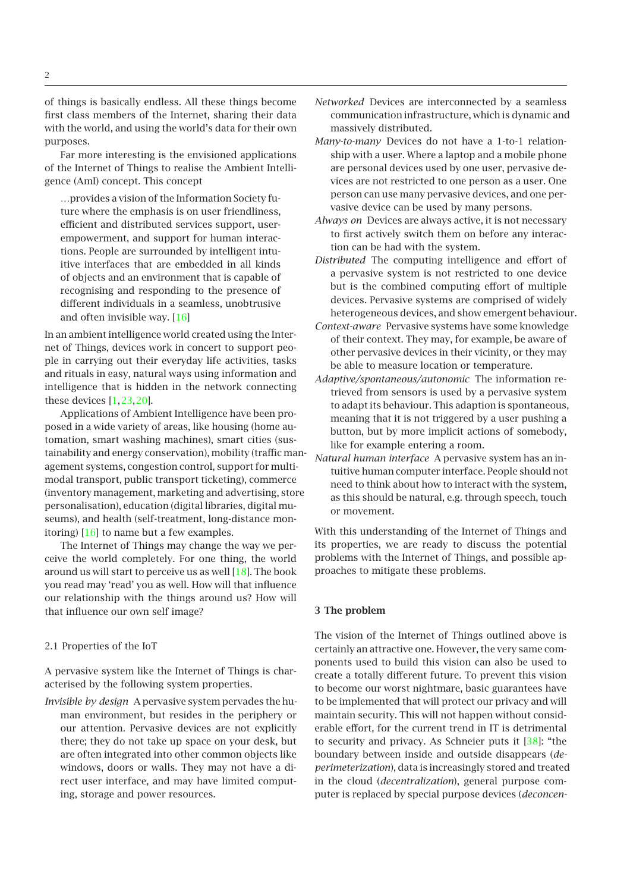of things is basically endless. All these things become first class members of the Internet, sharing their data with the world, and using the world's data for their own purposes.

Far more interesting is the envisioned applications of the Internet of Things to realise the Ambient Intelligence (AmI) concept. This concept

> ...provides a vision of the Information Society future where the emphasis is on user friendliness, efficient and distributed services support, user-empowerment, and support for human interactions. People are surrounded by intelligent intuitive interfaces that are embedded in all kinds of objects and an environment that is capable of recognising and responding to the presence of different individuals in a seamless, unobtrusive and often invisible way. [16]

In an ambient intelligence world created using the Internet of Things, devices work in concert to support people in carrying out their everyday life activities, tasks and rituals in easy, natural ways using information and intelligence that is hidden in the network connecting these devices [1,23,20].

Applications of Ambient Intelligence have been proposed in a wide variety of areas, like housing (home automation, smart washing machines), smart cities (sustainability and energy conservation), mobility (traffic management systems, congestion control, support for multimodal transport, public transport ticketing), commerce (inventory management, marketing and advertising, store personalisation), education (digital libraries, digital museums), and health (self-treatment, long-distance monitoring) [16] to name but a few examples.

The Internet of Things may change the way we perceive the world completely. For one thing, the world around us will start to perceive us as well [18]. The book you read may 'read' you as well. How will that influence our relationship with the things around us? How will that influence our own self image?

### 2.1 Properties of the IoT

A pervasive system like the Internet of Things is characterised by the following system properties.

- *Invisible by design* A pervasive system pervades the human environment, but resides in the periphery or our attention. Pervasive devices are not explicitly there; they do not take up space on your desk, but are often integrated into other common objects like windows, doors or walls. They may not have a direct user interface, and may have limited computing, storage and power resources.
- *Networked* Devices are interconnected by a seamless communication infrastructure, which is dynamic and massively distributed.
- *Many-to-many* Devices do not have a 1-to-1 relationship with a user. Where a laptop and a mobile phone are personal devices used by one user, pervasive devices are not restricted to one person as a user. One person can use many pervasive devices, and one pervasive device can be used by many persons.
- *Always on* Devices are always active, it is not necessary to first actively switch them on before any interaction can be had with the system.
- *Distributed* The computing intelligence and effort of a pervasive system is not restricted to one device but is the combined computing effort of multiple devices. Pervasive systems are comprised of widely heterogeneous devices, and show emergent behaviour.
- *Context-aware* Pervasive systems have some knowledge of their context. They may, for example, be aware of other pervasive devices in their vicinity, or they may be able to measure location or temperature.
- *Adaptive/spontaneous/autonomic* The information retrieved from sensors is used by a pervasive system to adapt its behaviour. This adaption is spontaneous, meaning that it is not triggered by a user pushing a button, but by more implicit actions of somebody, like for example entering a room.
- *Natural human interface* A pervasive system has an intuitive human computer interface. People should not need to think about how to interact with the system, as this should be natural, e.g. through speech, touch or movement.

With this understanding of the Internet of Things and its properties, we are ready to discuss the potential problems with the Internet of Things, and possible approaches to mitigate these problems.

## 3 The problem

The vision of the Internet of Things outlined above is certainly an attractive one. However, the very same components used to build this vision can also be used to create a totally different future. To prevent this vision to become our worst nightmare, basic guarantees have to be implemented that will protect our privacy and will maintain security. This will not happen without considerable effort, for the current trend in IT is detrimental to security and privacy. As Schneier puts it [38]: "the boundary between inside and outside disappears (*deperimeterization*), data is increasingly stored and treated in the cloud (*decentralization*), general purpose computer is replaced by special purpose devices (*deconcen-*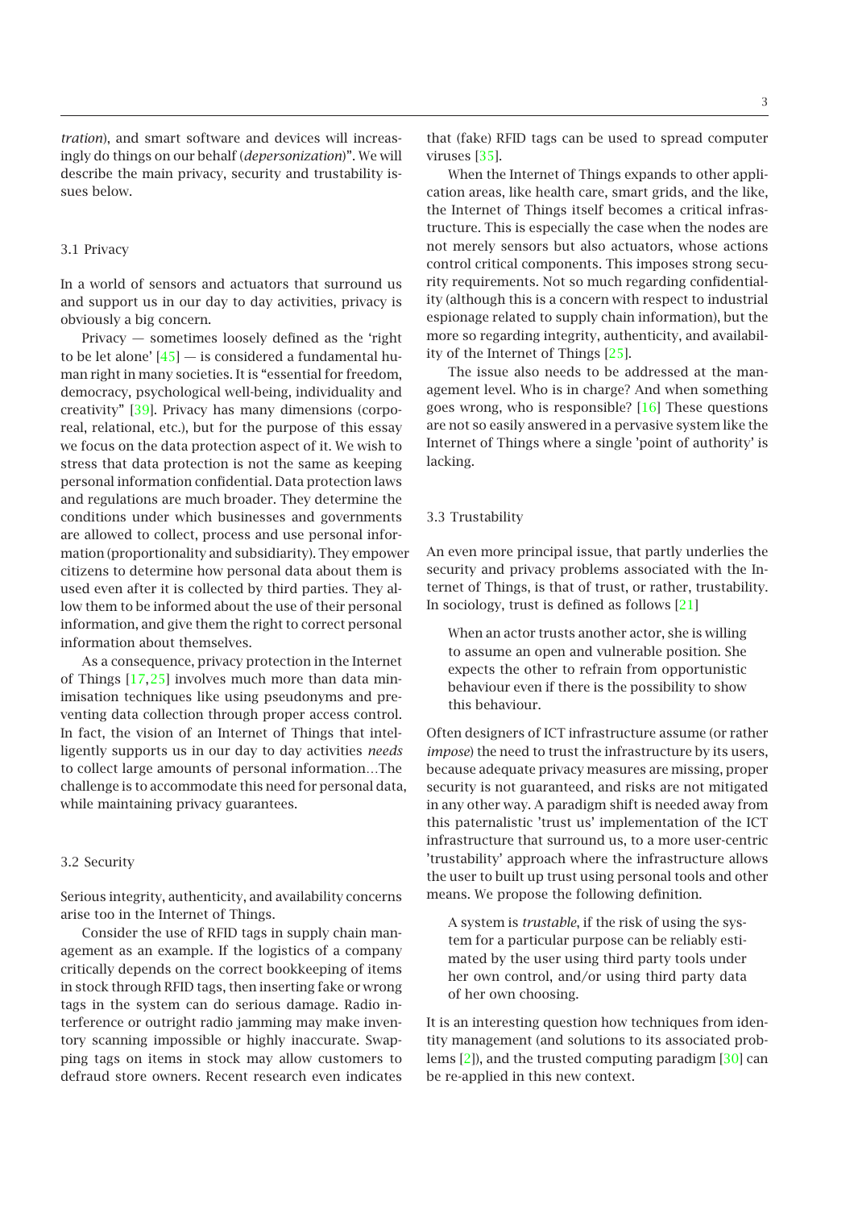*tration*), and smart software and devices will increasingly do things on our behalf (*depersonization*)". We will describe the main privacy, security and trustability issues below.

### 3.1 Privacy

In a world of sensors and actuators that surround us and support us in our day to day activities, privacy is obviously a big concern.

Privacy — sometimes loosely defined as the 'right to be let alone' [45] — is considered a fundamental human right in many societies. It is "essential for freedom, democracy, psychological well-being, individuality and creativity" [39]. Privacy has many dimensions (corporeal, relational, etc.), but for the purpose of this essay we focus on the data protection aspect of it. We wish to stress that data protection is not the same as keeping personal information confidential. Data protection laws and regulations are much broader. They determine the conditions under which businesses and governments are allowed to collect, process and use personal information (proportionality and subsidiarity). They empower citizens to determine how personal data about them is used even after it is collected by third parties. They allow them to be informed about the use of their personal information, and give them the right to correct personal information about themselves.

As a consequence, privacy protection in the Internet of Things [17,25] involves much more than data minimisation techniques like using pseudonyms and preventing data collection through proper access control. In fact, the vision of an Internet of Things that intelligently supports us in our day to day activities *needs* to collect large amounts of personal information…The challenge is to accommodate this need for personal data, while maintaining privacy guarantees.

### 3.2 Security

Serious integrity, authenticity, and availability concerns arise too in the Internet of Things.

Consider the use of RFID tags in supply chain management as an example. If the logistics of a company critically depends on the correct bookkeeping of items in stock through RFID tags, then inserting fake or wrong tags in the system can do serious damage. Radio interference or outright radio jamming may make inventory scanning impossible or highly inaccurate. Swapping tags on items in stock may allow customers to defraud store owners. Recent research even indicates that (fake) RFID tags can be used to spread computer viruses [35].

When the Internet of Things expands to other application areas, like health care, smart grids, and the like, the Internet of Things itself becomes a critical infrastructure. This is especially the case when the nodes are not merely sensors but also actuators, whose actions control critical components. This imposes strong security requirements. Not so much regarding confidentiality (although this is a concern with respect to industrial espionage related to supply chain information), but the more so regarding integrity, authenticity, and availability of the Internet of Things [25].

The issue also needs to be addressed at the management level. Who is in charge? And when something goes wrong, who is responsible? [16] These questions are not so easily answered in a pervasive system like the Internet of Things where a single 'point of authority' is lacking.

### 3.3 Trustability

An even more principal issue, that partly underlies the security and privacy problems associated with the Internet of Things, is that of trust, or rather, trustability. In sociology, trust is defined as follows [21]

> When an actor trusts another actor, she is willing to assume an open and vulnerable position. She expects the other to refrain from opportunistic behaviour even if there is the possibility to show this behaviour.

Often designers of ICT infrastructure assume (or rather *impose*) the need to trust the infrastructure by its users, because adequate privacy measures are missing, proper security is not guaranteed, and risks are not mitigated in any other way. A paradigm shift is needed away from this paternalistic 'trust us' implementation of the ICT infrastructure that surround us, to a more user-centric 'trustability' approach where the infrastructure allows the user to built up trust using personal tools and other means. We propose the following definition.

> A system is *trustable*, if the risk of using the system for a particular purpose can be reliably estimated by the user using third party tools under her own control, and/or using third party data of her own choosing.

It is an interesting question how techniques from identity management (and solutions to its associated problems [2]), and the trusted computing paradigm [30] can be re-applied in this new context.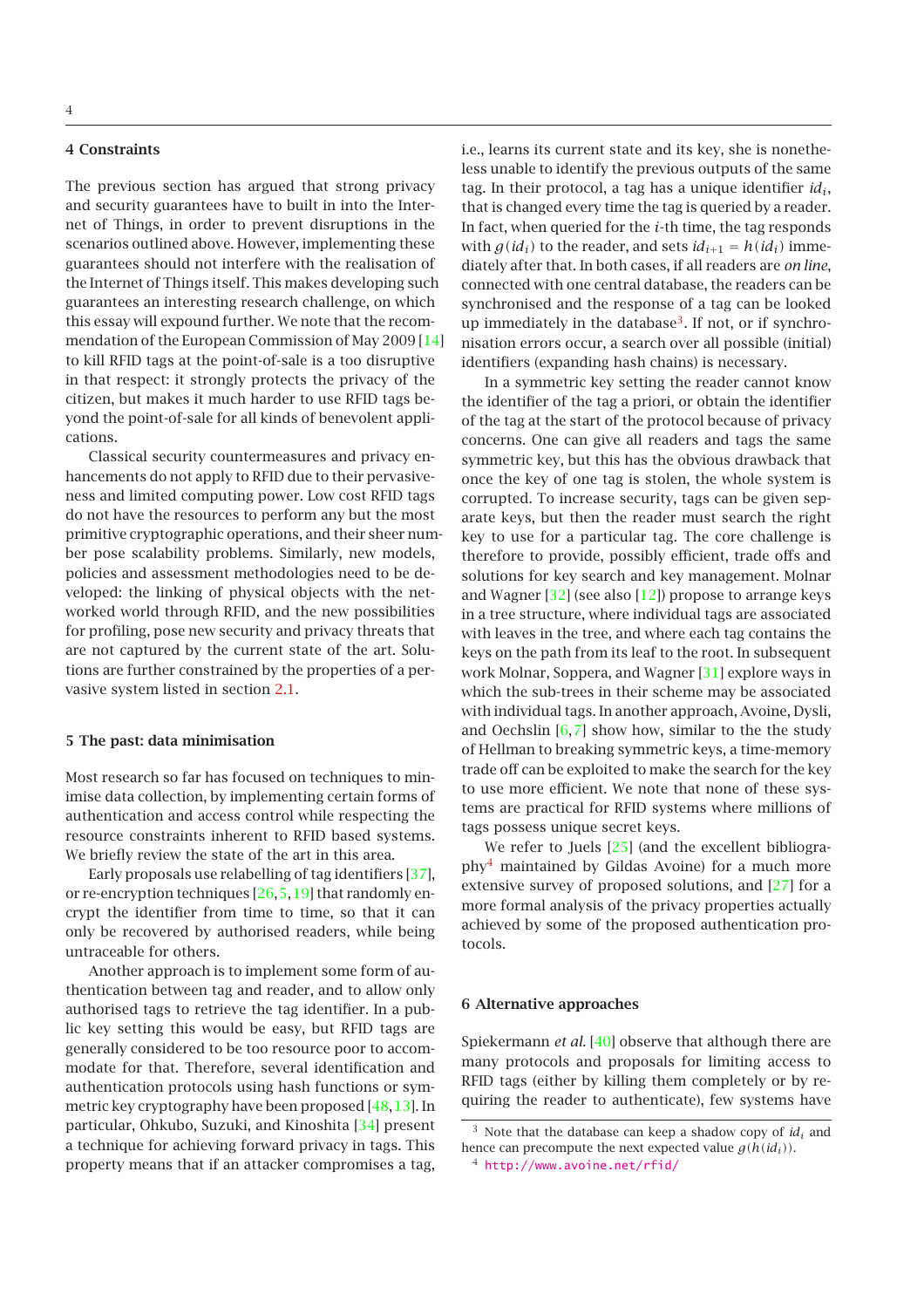## 4 Constraints

The previous section has argued that strong privacy and security guarantees have to built in into the Internet of Things, in order to prevent disruptions in the scenarios outlined above. However, implementing these guarantees should not interfere with the realisation of the Internet of Things itself. This makes developing such guarantees an interesting research challenge, on which this essay will expound further. We note that the recommendation of the European Commission of May 2009 [14] to kill RFID tags at the point-of-sale is a too disruptive in that respect: it strongly protects the privacy of the citizen, but makes it much harder to use RFID tags beyond the point-of-sale for all kinds of benevolent applications.

Classical security countermeasures and privacy enhancements do not apply to RFID due to their pervasiveness and limited computing power. Low cost RFID tags do not have the resources to perform any but the most primitive cryptographic operations, and their sheer number pose scalability problems. Similarly, new models, policies and assessment methodologies need to be developed: the linking of physical objects with the networked world through RFID, and the new possibilities for profiling, pose new security and privacy threats that are not captured by the current state of the art. Solutions are further constrained by the properties of a pervasive system listed in section 2.1.

## 5 The past: data minimisation

Most research so far has focused on techniques to minimise data collection, by implementing certain forms of authentication and access control while respecting the resource constraints inherent to RFID based systems. We briefly review the state of the art in this area.

Early proposals use relabelling of tag identifiers [37], or re-encryption techniques [26,5,19] that randomly encrypt the identifier from time to time, so that it can only be recovered by authorised readers, while being untraceable for others.

Another approach is to implement some form of authentication between tag and reader, and to allow only authorised tags to retrieve the tag identifier. In a public key setting this would be easy, but RFID tags are generally considered to be too resource poor to accommodate for that. Therefore, several identification and authentication protocols using hash functions or symmetric key cryptography have been proposed [48,13]. In particular, Ohkubo, Suzuki, and Kinoshita [34] present a technique for achieving forward privacy in tags. This property means that if an attacker compromises a tag, i.e., learns its current state and its key, she is nonetheless unable to identify the previous outputs of the same tag. In their protocol, a tag has a unique identifier $id_i$, that is changed every time the tag is queried by a reader. In fact, when queried for the $i$-th time, the tag responds with $g(id_i)$ to the reader, and sets $id_{i+1} = h(id_i)$ immediately after that. In both cases, if all readers are *on line*, connected with one central database, the readers can be synchronised and the response of a tag can be looked up immediately in the database[3]. If not, or if synchronisation errors occur, a search over all possible (initial) identifiers (expanding hash chains) is necessary.

In a symmetric key setting the reader cannot know the identifier of the tag a priori, or obtain the identifier of the tag at the start of the protocol because of privacy concerns. One can give all readers and tags the same symmetric key, but this has the obvious drawback that once the key of one tag is stolen, the whole system is corrupted. To increase security, tags can be given separate keys, but then the reader must search the right key to use for a particular tag. The core challenge is therefore to provide, possibly efficient, trade offs and solutions for key search and key management. Molnar and Wagner [32] (see also [12]) propose to arrange keys in a tree structure, where individual tags are associated with leaves in the tree, and where each tag contains the keys on the path from its leaf to the root. In subsequent work Molnar, Soppera, and Wagner [31] explore ways in which the sub-trees in their scheme may be associated with individual tags. In another approach, Avoine, Dysli, and Oechslin [6,7] show how, similar to the the study of Hellman to breaking symmetric keys, a time-memory trade off can be exploited to make the search for the key to use more efficient. We note that none of these systems are practical for RFID systems where millions of tags possess unique secret keys.

We refer to Juels [25] (and the excellent bibliography[4] maintained by Gildas Avoine) for a much more extensive survey of proposed solutions, and [27] for a more formal analysis of the privacy properties actually achieved by some of the proposed authentication protocols.

## 6 Alternative approaches

Spiekermann *et al.* [40] observe that although there are many protocols and proposals for limiting access to RFID tags (either by killing them completely or by requiring the reader to authenticate), few systems have

[3] Note that the database can keep a shadow copy of $id_i$ and hence can precompute the next expected value $g(h(id_i))$.

[4] http://www.avoine.net/rfid/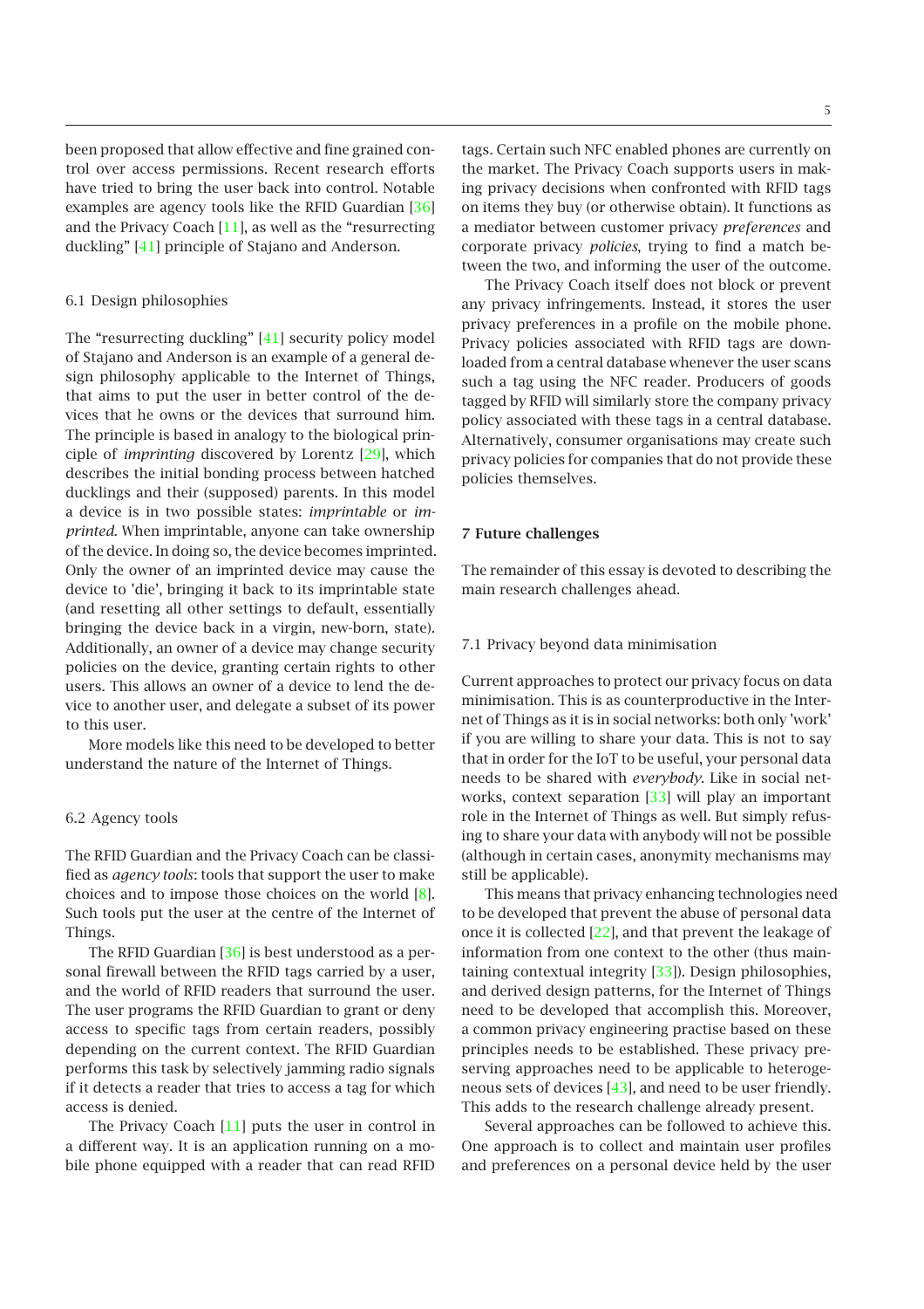been proposed that allow effective and fine grained control over access permissions. Recent research efforts have tried to bring the user back into control. Notable examples are agency tools like the RFID Guardian [36] and the Privacy Coach [11], as well as the "resurrecting duckling" [41] principle of Stajano and Anderson.

### 6.1 Design philosophies

The "resurrecting duckling" [41] security policy model of Stajano and Anderson is an example of a general design philosophy applicable to the Internet of Things, that aims to put the user in better control of the devices that he owns or the devices that surround him. The principle is based in analogy to the biological principle of *imprinting* discovered by Lorentz [29], which describes the initial bonding process between hatched ducklings and their (supposed) parents. In this model a device is in two possible states: *imprintable* or *imprinted*. When imprintable, anyone can take ownership of the device. In doing so, the device becomes imprinted. Only the owner of an imprinted device may cause the device to 'die', bringing it back to its imprintable state (and resetting all other settings to default, essentially bringing the device back in a virgin, new-born, state). Additionally, an owner of a device may change security policies on the device, granting certain rights to other users. This allows an owner of a device to lend the device to another user, and delegate a subset of its power to this user.

More models like this need to be developed to better understand the nature of the Internet of Things.

### 6.2 Agency tools

The RFID Guardian and the Privacy Coach can be classified as *agency tools*: tools that support the user to make choices and to impose those choices on the world [8]. Such tools put the user at the centre of the Internet of Things.

The RFID Guardian [36] is best understood as a personal firewall between the RFID tags carried by a user, and the world of RFID readers that surround the user. The user programs the RFID Guardian to grant or deny access to specific tags from certain readers, possibly depending on the current context. The RFID Guardian performs this task by selectively jamming radio signals if it detects a reader that tries to access a tag for which access is denied.

The Privacy Coach [11] puts the user in control in a different way. It is an application running on a mobile phone equipped with a reader that can read RFID tags. Certain such NFC enabled phones are currently on the market. The Privacy Coach supports users in making privacy decisions when confronted with RFID tags on items they buy (or otherwise obtain). It functions as a mediator between customer privacy *preferences* and corporate privacy *policies*, trying to find a match between the two, and informing the user of the outcome.

The Privacy Coach itself does not block or prevent any privacy infringements. Instead, it stores the user privacy preferences in a profile on the mobile phone. Privacy policies associated with RFID tags are downloaded from a central database whenever the user scans such a tag using the NFC reader. Producers of goods tagged by RFID will similarly store the company privacy policy associated with these tags in a central database. Alternatively, consumer organisations may create such privacy policies for companies that do not provide these policies themselves.

## 7 Future challenges

The remainder of this essay is devoted to describing the main research challenges ahead.

### 7.1 Privacy beyond data minimisation

Current approaches to protect our privacy focus on data minimisation. This is as counterproductive in the Internet of Things as it is in social networks: both only 'work' if you are willing to share your data. This is not to say that in order for the IoT to be useful, your personal data needs to be shared with *everybody*. Like in social networks, context separation [33] will play an important role in the Internet of Things as well. But simply refusing to share your data with anybody will not be possible (although in certain cases, anonymity mechanisms may still be applicable).

This means that privacy enhancing technologies need to be developed that prevent the abuse of personal data once it is collected [22], and that prevent the leakage of information from one context to the other (thus maintaining contextual integrity [33]). Design philosophies, and derived design patterns, for the Internet of Things need to be developed that accomplish this. Moreover, a common privacy engineering practise based on these principles needs to be established. These privacy preserving approaches need to be applicable to heterogeneous sets of devices [43], and need to be user friendly. This adds to the research challenge already present.

Several approaches can be followed to achieve this. One approach is to collect and maintain user profiles and preferences on a personal device held by the user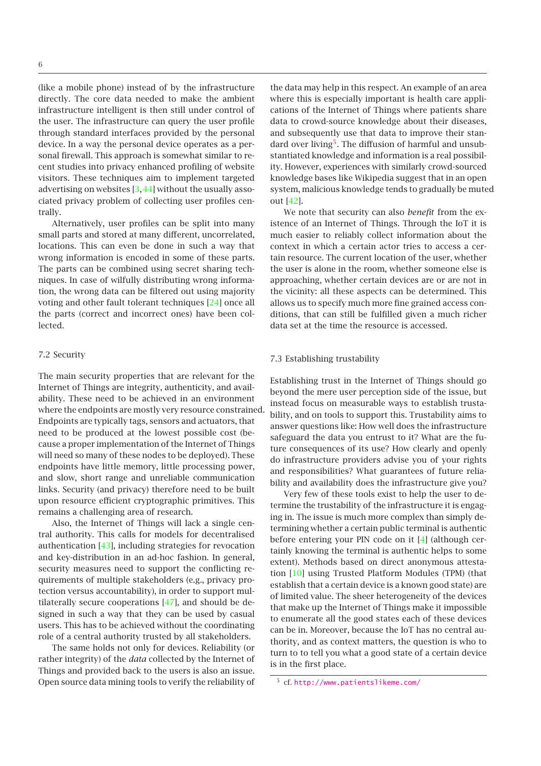(like a mobile phone) instead of by the infrastructure directly. The core data needed to make the ambient infrastructure intelligent is then still under control of the user. The infrastructure can query the user profile through standard interfaces provided by the personal device. In a way the personal device operates as a personal firewall. This approach is somewhat similar to recent studies into privacy enhanced profiling of website visitors. These techniques aim to implement targeted advertising on websites [3,44] without the usually associated privacy problem of collecting user profiles centrally.

Alternatively, user profiles can be split into many small parts and stored at many different, uncorrelated, locations. This can even be done in such a way that wrong information is encoded in some of these parts. The parts can be combined using secret sharing techniques. In case of wilfully distributing wrong information, the wrong data can be filtered out using majority voting and other fault tolerant techniques [24] once all the parts (correct and incorrect ones) have been collected.

### 7.2 Security

The main security properties that are relevant for the Internet of Things are integrity, authenticity, and availability. These need to be achieved in an environment where the endpoints are mostly very resource constrained. Endpoints are typically tags, sensors and actuators, that need to be produced at the lowest possible cost (because a proper implementation of the Internet of Things will need so many of these nodes to be deployed). These endpoints have little memory, little processing power, and slow, short range and unreliable communication links. Security (and privacy) therefore need to be built upon resource efficient cryptographic primitives. This remains a challenging area of research.

Also, the Internet of Things will lack a single central authority. This calls for models for decentralised authentication [43], including strategies for revocation and key-distribution in an ad-hoc fashion. In general, security measures need to support the conflicting requirements of multiple stakeholders (e.g., privacy protection versus accountability), in order to support multilaterally secure cooperations [47], and should be designed in such a way that they can be used by casual users. This has to be achieved without the coordinating role of a central authority trusted by all stakeholders.

The same holds not only for devices. Reliability (or rather integrity) of the *data* collected by the Internet of Things and provided back to the users is also an issue. Open source data mining tools to verify the reliability of the data may help in this respect. An example of an area where this is especially important is health care applications of the Internet of Things where patients share data to crowd-source knowledge about their diseases, and subsequently use that data to improve their standard over living[5]. The diffusion of harmful and unsubstantiated knowledge and information is a real possibility. However, experiences with similarly crowd-sourced knowledge bases like Wikipedia suggest that in an open system, malicious knowledge tends to gradually be muted out [42].

We note that security can also *benefit* from the existence of an Internet of Things. Through the IoT it is much easier to reliably collect information about the context in which a certain actor tries to access a certain resource. The current location of the user, whether the user is alone in the room, whether someone else is approaching, whether certain devices are or are not in the vicinity: all these aspects can be determined. This allows us to specify much more fine grained access conditions, that can still be fulfilled given a much richer data set at the time the resource is accessed.

### 7.3 Establishing trustability

Establishing trust in the Internet of Things should go beyond the mere user perception side of the issue, but instead focus on measurable ways to establish trustability, and on tools to support this. Trustability aims to answer questions like: How well does the infrastructure safeguard the data you entrust to it? What are the future consequences of its use? How clearly and openly do infrastructure providers advise you of your rights and responsibilities? What guarantees of future reliability and availability does the infrastructure give you?

Very few of these tools exist to help the user to determine the trustability of the infrastructure it is engaging in. The issue is much more complex than simply determining whether a certain public terminal is authentic before entering your PIN code on it [4] (although certainly knowing the terminal is authentic helps to some extent). Methods based on direct anonymous attestation [10] using Trusted Platform Modules (TPM) (that establish that a certain device is a known good state) are of limited value. The sheer heterogeneity of the devices that make up the Internet of Things make it impossible to enumerate all the good states each of these devices can be in. Moreover, because the IoT has no central authority, and as context matters, the question is who to turn to to tell you what a good state of a certain device is in the first place.

[5] cf. http://www.patientslikeme.com/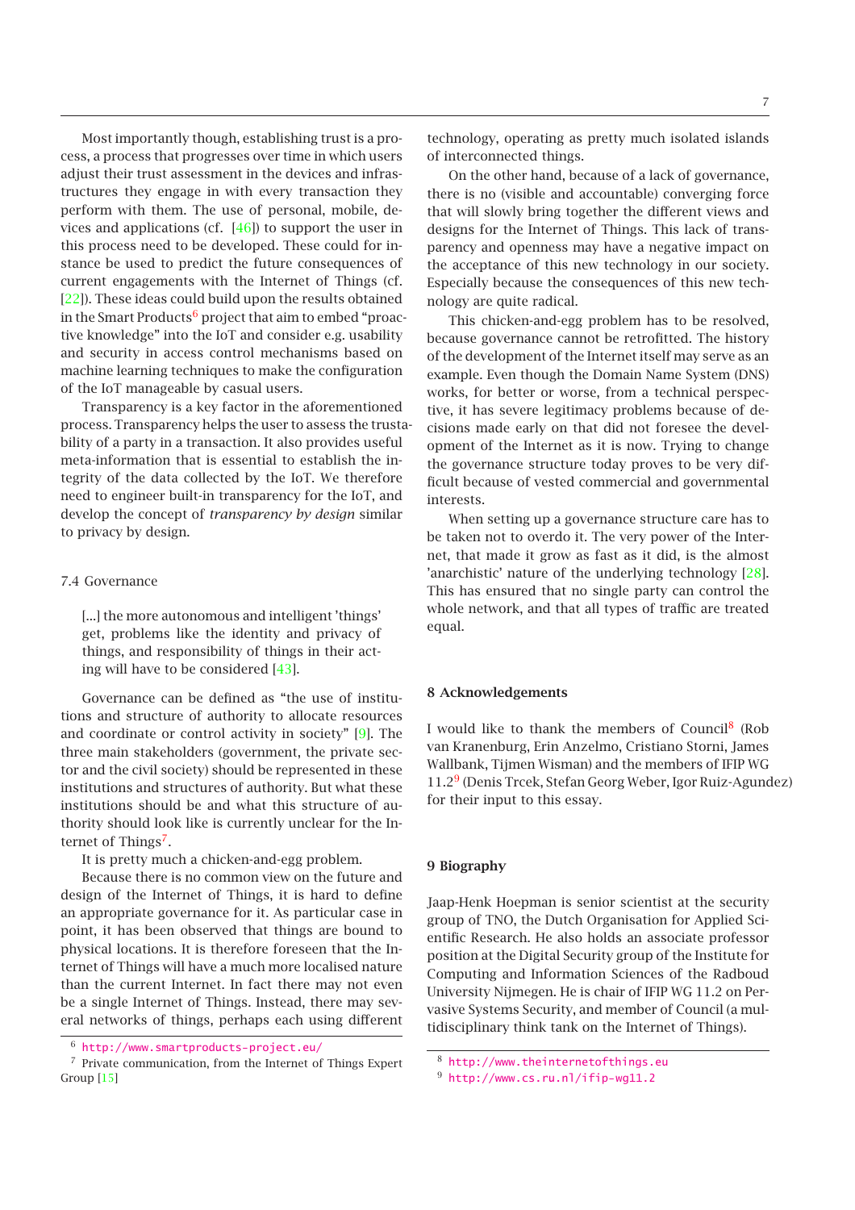Most importantly though, establishing trust is a process, a process that progresses over time in which users adjust their trust assessment in the devices and infrastructures they engage in with every transaction they perform with them. The use of personal, mobile, devices and applications (cf. [46]) to support the user in this process need to be developed. These could for instance be used to predict the future consequences of current engagements with the Internet of Things (cf. [22]). These ideas could build upon the results obtained in the Smart Products[6] project that aim to embed "proactive knowledge" into the IoT and consider e.g. usability and security in access control mechanisms based on machine learning techniques to make the configuration of the IoT manageable by casual users.

Transparency is a key factor in the aforementioned process. Transparency helps the user to assess the trustability of a party in a transaction. It also provides useful meta-information that is essential to establish the integrity of the data collected by the IoT. We therefore need to engineer built-in transparency for the IoT, and develop the concept of *transparency by design* similar to privacy by design.

### 7.4 Governance

> [...] the more autonomous and intelligent 'things' get, problems like the identity and privacy of things, and responsibility of things in their acting will have to be considered [43].

Governance can be defined as "the use of institutions and structure of authority to allocate resources and coordinate or control activity in society" [9]. The three main stakeholders (government, the private sector and the civil society) should be represented in these institutions and structures of authority. But what these institutions should be and what this structure of authority should look like is currently unclear for the Internet of Things[7].

It is pretty much a chicken-and-egg problem.

Because there is no common view on the future and design of the Internet of Things, it is hard to define an appropriate governance for it. As particular case in point, it has been observed that things are bound to physical locations. It is therefore foreseen that the Internet of Things will have a much more localised nature than the current Internet. In fact there may not even be a single Internet of Things. Instead, there may several networks of things, perhaps each using different technology, operating as pretty much isolated islands of interconnected things.

On the other hand, because of a lack of governance, there is no (visible and accountable) converging force that will slowly bring together the different views and designs for the Internet of Things. This lack of transparency and openness may have a negative impact on the acceptance of this new technology in our society. Especially because the consequences of this new technology are quite radical.

This chicken-and-egg problem has to be resolved, because governance cannot be retrofitted. The history of the development of the Internet itself may serve as an example. Even though the Domain Name System (DNS) works, for better or worse, from a technical perspective, it has severe legitimacy problems because of decisions made early on that did not foresee the development of the Internet as it is now. Trying to change the governance structure today proves to be very difficult because of vested commercial and governmental interests.

When setting up a governance structure care has to be taken not to overdo it. The very power of the Internet, that made it grow as fast as it did, is the almost 'anarchistic' nature of the underlying technology [28]. This has ensured that no single party can control the whole network, and that all types of traffic are treated equal.

## 8 Acknowledgements

I would like to thank the members of Council[8] (Rob van Kranenburg, Erin Anzelmo, Cristiano Storni, James Wallbank, Tijmen Wisman) and the members of IFIP WG 11.2[9] (Denis Trcek, Stefan Georg Weber, Igor Ruiz-Agundez) for their input to this essay.

## 9 Biography

Jaap-Henk Hoepman is senior scientist at the security group of TNO, the Dutch Organisation for Applied Scientific Research. He also holds an associate professor position at the Digital Security group of the Institute for Computing and Information Sciences of the Radboud University Nijmegen. He is chair of IFIP WG 11.2 on Pervasive Systems Security, and member of Council (a multidisciplinary think tank on the Internet of Things).

---

[6] http://www.smartproducts-project.eu/

[7] Private communication, from the Internet of Things Expert Group [15]

[8] http://www.theinternetofthings.eu

[9] http://www.cs.ru.nl/ifip-wg11.2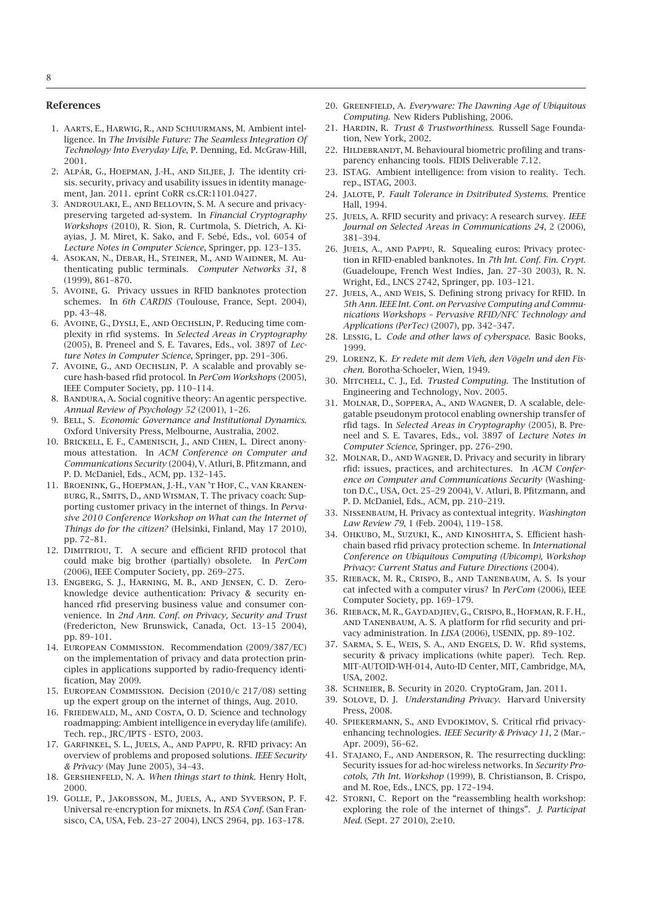## References

1. Aarts, E., Harwig, R., and Schuurmans, M. Ambient intelligence. In *The Invisible Future: The Seamless Integration Of Technology Into Everyday Life*, P. Denning, Ed. McGraw-Hill, 2001.
2. Alpár, G., Hoepman, J.-H., and Siljee, J. The identity crisis. security, privacy and usability issues in identity management, Jan. 2011. eprint CoRR cs.CR:1101.0427.
3. Androulaki, E., and Bellovin, S. M. A secure and privacy-preserving targeted ad-system. In *Financial Cryptography Workshops* (2010), R. Sion, R. Curtmola, S. Dietrich, A. Kiayias, J. M. Miret, K. Sako, and F. Sebé, Eds., vol. 6054 of *Lecture Notes in Computer Science*, Springer, pp. 123–135.
4. Asokan, N., Debar, H., Steiner, M., and Waidner, M. Authenticating public terminals. *Computer Networks 31*, 8 (1999), 861–870.
5. Avoine, G. Privacy ussues in RFID banknotes protection schemes. In *6th CARDIS* (Toulouse, France, Sept. 2004), pp. 43–48.
6. Avoine, G., Dysli, E., and Oechslin, P. Reducing time complexity in rfid systems. In *Selected Areas in Cryptography* (2005), B. Preneel and S. E. Tavares, Eds., vol. 3897 of *Lecture Notes in Computer Science*, Springer, pp. 291–306.
7. Avoine, G., and Oechslin, P. A scalable and provably secure hash-based rfid protocol. In *PerCom Workshops* (2005), IEEE Computer Society, pp. 110–114.
8. Bandura, A. Social cognitive theory: An agentic perspective. *Annual Review of Psychology 52* (2001), 1–26.
9. Bell, S. *Economic Governance and Institutional Dynamics*. Oxford University Press, Melbourne, Australia, 2002.
10. Brickell, E. F., Camenisch, J., and Chen, L. Direct anonymous attestation. In *ACM Conference on Computer and Communications Security* (2004), V. Atluri, B. Pfitzmann, and P. D. McDaniel, Eds., ACM, pp. 132–145.
11. Broenink, G., Hoepman, J.-H., van 't Hof, C., van Kranenburg, R., Smits, D., and Wisman, T. The privacy coach: Supporting customer privacy in the internet of things. In *Pervasive 2010 Conference Workshop on What can the Internet of Things do for the citizen?* (Helsinki, Finland, May 17 2010), pp. 72–81.
12. Dimitriou, T. A secure and efficient RFID protocol that could make big brother (partially) obsolete. In *PerCom* (2006), IEEE Computer Society, pp. 269–275.
13. Engberg, S. J., Harning, M. B., and Jensen, C. D. Zero-knowledge device authentication: Privacy & security enhanced rfid preserving business value and consumer convenience. In *2nd Ann. Conf. on Privacy, Security and Trust* (Fredericton, New Brunswick, Canada, Oct. 13–15 2004), pp. 89–101.
14. European Commission. Recommendation (2009/387/EC) on the implementation of privacy and data protection principles in applications supported by radio-frequency identification, May 2009.
15. European Commission. Decision (2010/c 217/08) setting up the expert group on the internet of things, Aug. 2010.
16. Friedewald, M., and Costa, O. D. Science and technology roadmapping: Ambient intelligence in everyday life (amilife). Tech. rep., JRC/IPTS - ESTO, 2003.
17. Garfinkel, S. L., Juels, A., and Pappu, R. RFID privacy: An overview of problems and proposed solutions. *IEEE Security & Privacy* (May June 2005), 34–43.
18. Gershenfeld, N. A. *When things start to think*. Henry Holt, 2000.
19. Golle, P., Jakobsson, M., Juels, A., and Syverson, P. F. Universal re-encryption for mixnets. In *RSA Conf.* (San Fransisco, CA, USA, Feb. 23–27 2004), LNCS 2964, pp. 163–178.
20. Greenfield, A. *Everyware: The Dawning Age of Ubiquitous Computing*. New Riders Publishing, 2006.
21. Hardin, R. *Trust & Trustworthiness*. Russell Sage Foundation, New York, 2002.
22. Hildebrandt, M. Behavioural biometric profiling and transparency enhancing tools. FIDIS Deliverable 7.12.
23. ISTAG. Ambient intelligence: from vision to reality. Tech. rep., ISTAG, 2003.
24. Jalote, P. *Fault Tolerance in Dsitributed Systems*. Prentice Hall, 1994.
25. Juels, A. RFID security and privacy: A research survey. *IEEE Journal on Selected Areas in Communications 24*, 2 (2006), 381–394.
26. Juels, A., and Pappu, R. Squealing euros: Privacy protection in RFID-enabled banknotes. In *7th Int. Conf. Fin. Crypt.* (Guadeloupe, French West Indies, Jan. 27–30 2003), R. N. Wright, Ed., LNCS 2742, Springer, pp. 103–121.
27. Juels, A., and Weis, S. Defining strong privacy for RFID. In *5th Ann. IEEE Int. Cont. on Pervasive Computing and Communications Workshops – Pervasive RFID/NFC Technology and Applications (PerTec)* (2007), pp. 342–347.
28. Lessig, L. *Code and other laws of cyberspace*. Basic Books, 1999.
29. Lorenz, K. *Er redete mit dem Vieh, den Vögeln und den Fischen*. Borotha-Schoeler, Wien, 1949.
30. Mitchell, C. J., Ed. *Trusted Computing*. The Institution of Engineering and Technology, Nov. 2005.
31. Molnar, D., Soppera, A., and Wagner, D. A scalable, delegatable pseudonym protocol enabling ownership transfer of rfid tags. In *Selected Areas in Cryptography* (2005), B. Preneel and S. E. Tavares, Eds., vol. 3897 of *Lecture Notes in Computer Science*, Springer, pp. 276–290.
32. Molnar, D., and Wagner, D. Privacy and security in library rfid: issues, practices, and architectures. In *ACM Conference on Computer and Communications Security* (Washington D.C., USA, Oct. 25–29 2004), V. Atluri, B. Pfitzmann, and P. D. McDaniel, Eds., ACM, pp. 210–219.
33. Nissenbaum, H. Privacy as contextual integrity. *Washington Law Review 79*, 1 (Feb. 2004), 119–158.
34. Ohkubo, M., Suzuki, K., and Kinoshita, S. Efficient hash-chain based rfid privacy protection scheme. In *International Conference on Ubiquitous Computing (Ubicomp), Workshop Privacy: Current Status and Future Directions* (2004).
35. Rieback, M. R., Crispo, B., and Tanenbaum, A. S. Is your cat infected with a computer virus? In *PerCom* (2006), IEEE Computer Society, pp. 169–179.
36. Rieback, M. R., Gaydadjiev, G., Crispo, B., Hofman, R. F. H., and Tanenbaum, A. S. A platform for rfid security and privacy administration. In *LISA* (2006), USENIX, pp. 89–102.
37. Sarma, S. E., Weis, S. A., and Engels, D. W. Rfid systems, security & privacy implications (white paper). Tech. Rep. MIT-AUTOID-WH-014, Auto-ID Center, MIT, Cambridge, MA, USA, 2002.
38. Schneier, B. Security in 2020. CryptoGram, Jan. 2011.
39. Solove, D. J. *Understanding Privacy*. Harvard University Press, 2008.
40. Spiekermann, S., and Evdokimov, S. Critical rfid privacy-enhancing technologies. *IEEE Security & Privacy 11*, 2 (Mar.–Apr. 2009), 56–62.
41. Stajano, F., and Anderson, R. The resurrecting duckling: Security issues for ad-hoc wireless networks. In *Security Procotols, 7th Int. Workshop* (1999), B. Christianson, B. Crispo, and M. Roe, Eds., LNCS, pp. 172–194.
42. Storni, C. Report on the "reassembling health workshop: exploring the role of the internet of things". *J. Participat Med.* (Sept. 27 2010), 2:e10.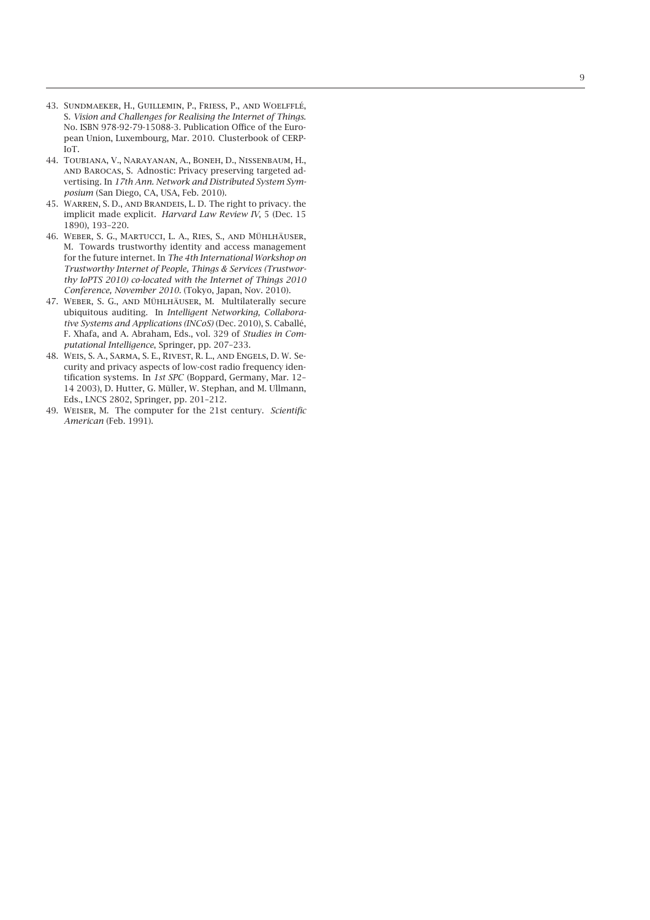43. Sundmaeker, H., Guillemin, P., Friess, P., and Woelfflé, S. *Vision and Challenges for Realising the Internet of Things*. No. ISBN 978-92-79-15088-3. Publication Office of the European Union, Luxembourg, Mar. 2010. Clusterbook of CERP-IoT.
44. Toubiana, V., Narayanan, A., Boneh, D., Nissenbaum, H., and Barocas, S. Adnostic: Privacy preserving targeted advertising. In *17th Ann. Network and Distributed System Symposium* (San Diego, CA, USA, Feb. 2010).
45. Warren, S. D., and Brandeis, L. D. The right to privacy. the implicit made explicit. *Harvard Law Review IV*, 5 (Dec. 15 1890), 193–220.
46. Weber, S. G., Martucci, L. A., Ries, S., and Mühlhäuser, M. Towards trustworthy identity and access management for the future internet. In *The 4th International Workshop on Trustworthy Internet of People, Things & Services (Trustworthy IoPTS 2010) co-located with the Internet of Things 2010 Conference, November 2010.* (Tokyo, Japan, Nov. 2010).
47. Weber, S. G., and Mühlhäuser, M. Multilaterally secure ubiquitous auditing. In *Intelligent Networking, Collaborative Systems and Applications (INCoS)* (Dec. 2010), S. Caballé, F. Xhafa, and A. Abraham, Eds., vol. 329 of *Studies in Computational Intelligence*, Springer, pp. 207–233.
48. Weis, S. A., Sarma, S. E., Rivest, R. L., and Engels, D. W. Security and privacy aspects of low-cost radio frequency identification systems. In *1st SPC* (Boppard, Germany, Mar. 12–14 2003), D. Hutter, G. Müller, W. Stephan, and M. Ullmann, Eds., LNCS 2802, Springer, pp. 201–212.
49. Weiser, M. The computer for the 21st century. *Scientific American* (Feb. 1991).